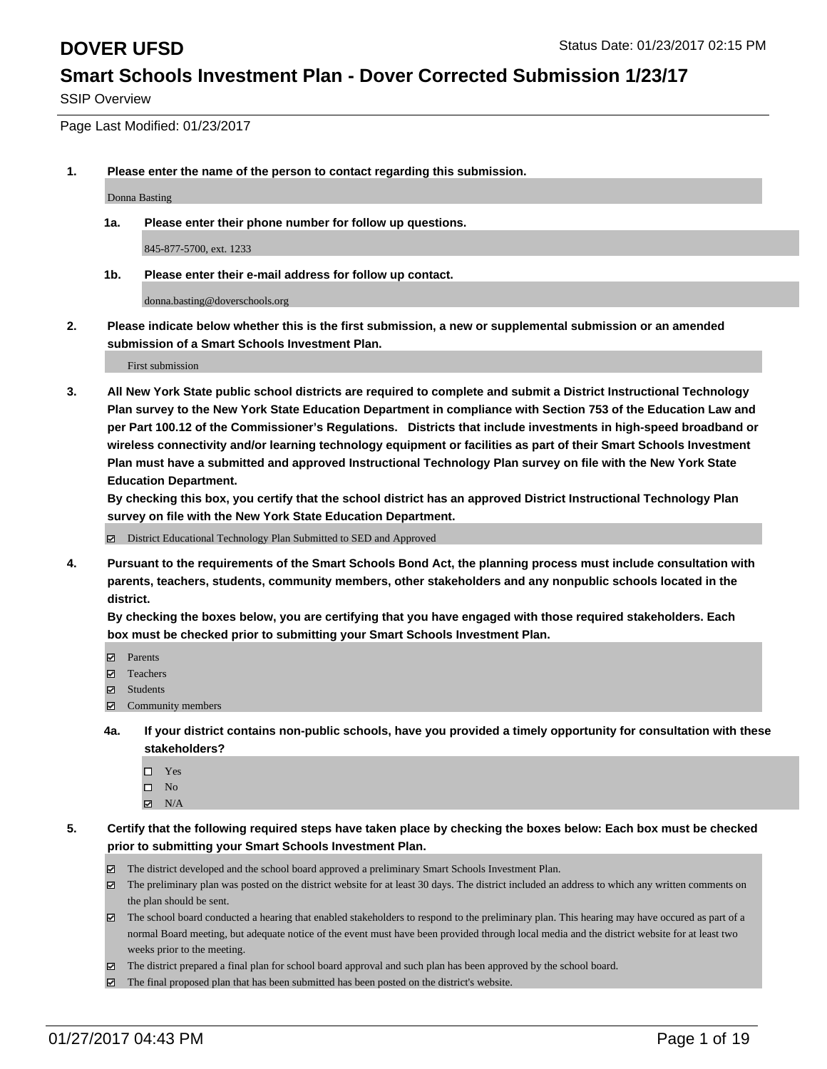# DOVER UFSD

Status Date: 01/23/2017 02:15 PM

## Smart Schools Investment Plan - Dover Corrected Submission 1/23/17

SSIP Overview

Page Last Modified: 01/23/2017

1. **Please enter the name of the person to contact regarding this submission.**

   Donna Basting

   1a. **Please enter their phone number for follow up questions.**

   845-877-5700, ext. 1233

   1b. **Please enter their e-mail address for follow up contact.**

   donna.basting@doverschools.org

2. **Please indicate below whether this is the first submission, a new or supplemental submission or an amended submission of a Smart Schools Investment Plan.**

   First submission

3. **All New York State public school districts are required to complete and submit a District Instructional Technology Plan survey to the New York State Education Department in compliance with Section 753 of the Education Law and per Part 100.12 of the Commissioner's Regulations. Districts that include investments in high-speed broadband or wireless connectivity and/or learning technology equipment or facilities as part of their Smart Schools Investment Plan must have a submitted and approved Instructional Technology Plan survey on file with the New York State Education Department.**
   **By checking this box, you certify that the school district has an approved District Instructional Technology Plan survey on file with the New York State Education Department.**

   - [x] District Educational Technology Plan Submitted to SED and Approved

4. **Pursuant to the requirements of the Smart Schools Bond Act, the planning process must include consultation with parents, teachers, students, community members, other stakeholders and any nonpublic schools located in the district.**
   **By checking the boxes below, you are certifying that you have engaged with those required stakeholders. Each box must be checked prior to submitting your Smart Schools Investment Plan.**

   - [x] Parents
   - [x] Teachers
   - [x] Students
   - [x] Community members

   4a. **If your district contains non-public schools, have you provided a timely opportunity for consultation with these stakeholders?**

   - [ ] Yes
   - [ ] No
   - [x] N/A

5. **Certify that the following required steps have taken place by checking the boxes below: Each box must be checked prior to submitting your Smart Schools Investment Plan.**

   - [x] The district developed and the school board approved a preliminary Smart Schools Investment Plan.
   - [x] The preliminary plan was posted on the district website for at least 30 days. The district included an address to which any written comments on the plan should be sent.
   - [x] The school board conducted a hearing that enabled stakeholders to respond to the preliminary plan. This hearing may have occured as part of a normal Board meeting, but adequate notice of the event must have been provided through local media and the district website for at least two weeks prior to the meeting.
   - [x] The district prepared a final plan for school board approval and such plan has been approved by the school board.
   - [x] The final proposed plan that has been submitted has been posted on the district's website.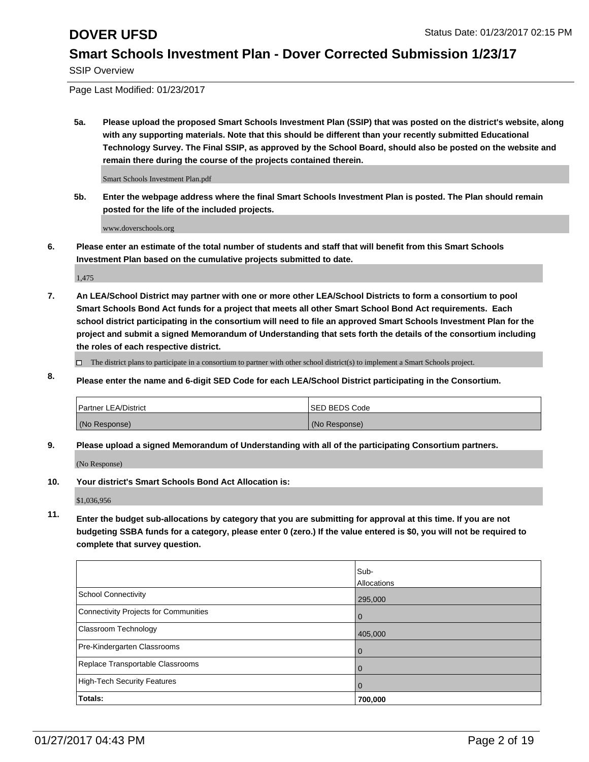SSIP Overview

Page Last Modified: 01/23/2017

**5a. Please upload the proposed Smart Schools Investment Plan (SSIP) that was posted on the district's website, along with any supporting materials. Note that this should be different than your recently submitted Educational Technology Survey. The Final SSIP, as approved by the School Board, should also be posted on the website and remain there during the course of the projects contained therein.**

Smart Schools Investment Plan.pdf

**5b. Enter the webpage address where the final Smart Schools Investment Plan is posted. The Plan should remain posted for the life of the included projects.**

www.doverschools.org

**6. Please enter an estimate of the total number of students and staff that will benefit from this Smart Schools Investment Plan based on the cumulative projects submitted to date.**

1,475

**7. An LEA/School District may partner with one or more other LEA/School Districts to form a consortium to pool Smart Schools Bond Act funds for a project that meets all other Smart School Bond Act requirements. Each school district participating in the consortium will need to file an approved Smart Schools Investment Plan for the project and submit a signed Memorandum of Understanding that sets forth the details of the consortium including the roles of each respective district.**

☐ The district plans to participate in a consortium to partner with other school district(s) to implement a Smart Schools project.

**8. Please enter the name and 6-digit SED Code for each LEA/School District participating in the Consortium.**

| Partner LEA/District | SED BEDS Code |
|---|---|
| (No Response) | (No Response) |

**9. Please upload a signed Memorandum of Understanding with all of the participating Consortium partners.**

(No Response)

**10. Your district's Smart Schools Bond Act Allocation is:**

$1,036,956

**11. Enter the budget sub-allocations by category that you are submitting for approval at this time. If you are not budgeting SSBA funds for a category, please enter 0 (zero.) If the value entered is $0, you will not be required to complete that survey question.**

| | Sub-Allocations |
|---|---|
| School Connectivity | 295,000 |
| Connectivity Projects for Communities | 0 |
| Classroom Technology | 405,000 |
| Pre-Kindergarten Classrooms | 0 |
| Replace Transportable Classrooms | 0 |
| High-Tech Security Features | 0 |
| **Totals:** | **700,000** |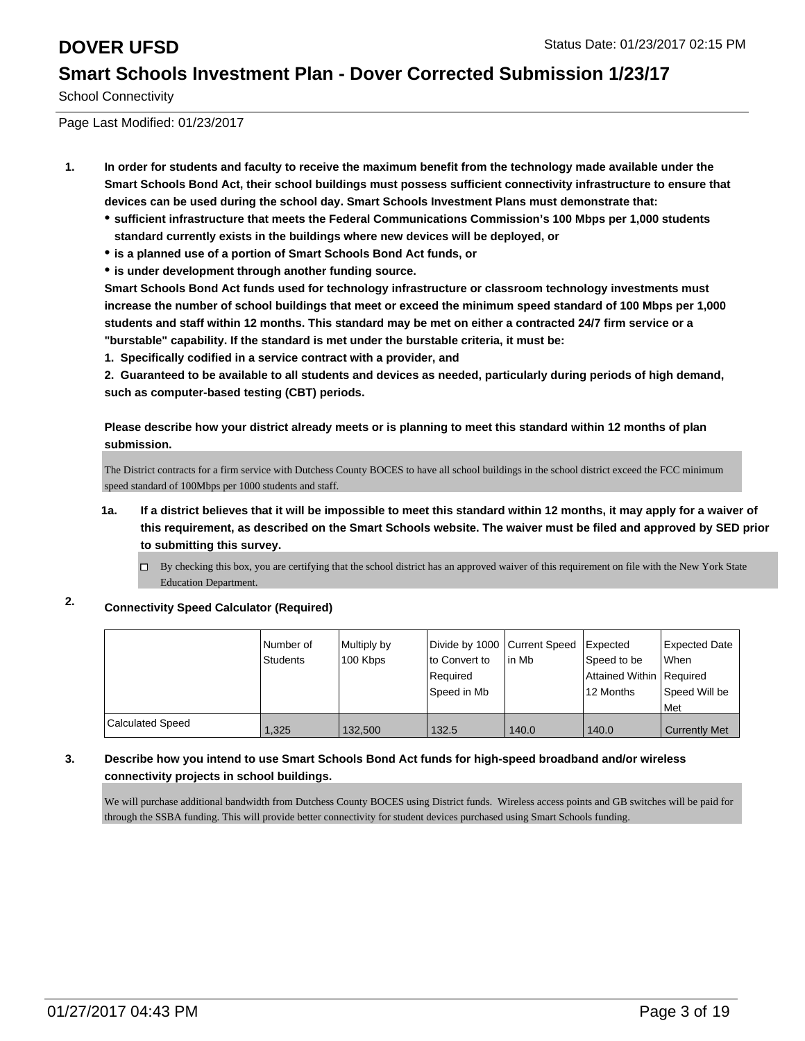# DOVER UFSD

Status Date: 01/23/2017 02:15 PM

## Smart Schools Investment Plan - Dover Corrected Submission 1/23/17

School Connectivity

Page Last Modified: 01/23/2017

1. **In order for students and faculty to receive the maximum benefit from the technology made available under the Smart Schools Bond Act, their school buildings must possess sufficient connectivity infrastructure to ensure that devices can be used during the school day. Smart Schools Investment Plans must demonstrate that:**
   - **sufficient infrastructure that meets the Federal Communications Commission's 100 Mbps per 1,000 students standard currently exists in the buildings where new devices will be deployed, or**
   - **is a planned use of a portion of Smart Schools Bond Act funds, or**
   - **is under development through another funding source.**

   **Smart Schools Bond Act funds used for technology infrastructure or classroom technology investments must increase the number of school buildings that meet or exceed the minimum speed standard of 100 Mbps per 1,000 students and staff within 12 months. This standard may be met on either a contracted 24/7 firm service or a "burstable" capability. If the standard is met under the burstable criteria, it must be:**

   **1. Specifically codified in a service contract with a provider, and**

   **2. Guaranteed to be available to all students and devices as needed, particularly during periods of high demand, such as computer-based testing (CBT) periods.**

   **Please describe how your district already meets or is planning to meet this standard within 12 months of plan submission.**

   The District contracts for a firm service with Dutchess County BOCES to have all school buildings in the school district exceed the FCC minimum speed standard of 100Mbps per 1000 students and staff.

   1a. **If a district believes that it will be impossible to meet this standard within 12 months, it may apply for a waiver of this requirement, as described on the Smart Schools website. The waiver must be filed and approved by SED prior to submitting this survey.**

   - [ ] By checking this box, you are certifying that the school district has an approved waiver of this requirement on file with the New York State Education Department.

2. **Connectivity Speed Calculator (Required)**

| | Number of Students | Multiply by 100 Kbps | Divide by 1000 to Convert to Required Speed in Mb | Current Speed in Mb | Expected Speed to be Attained Within 12 Months | Expected Date When Required Speed Will be Met |
|---|---|---|---|---|---|---|
| Calculated Speed | 1,325 | 132,500 | 132.5 | 140.0 | 140.0 | Currently Met |

3. **Describe how you intend to use Smart Schools Bond Act funds for high-speed broadband and/or wireless connectivity projects in school buildings.**

   We will purchase additional bandwidth from Dutchess County BOCES using District funds. Wireless access points and GB switches will be paid for through the SSBA funding. This will provide better connectivity for student devices purchased using Smart Schools funding.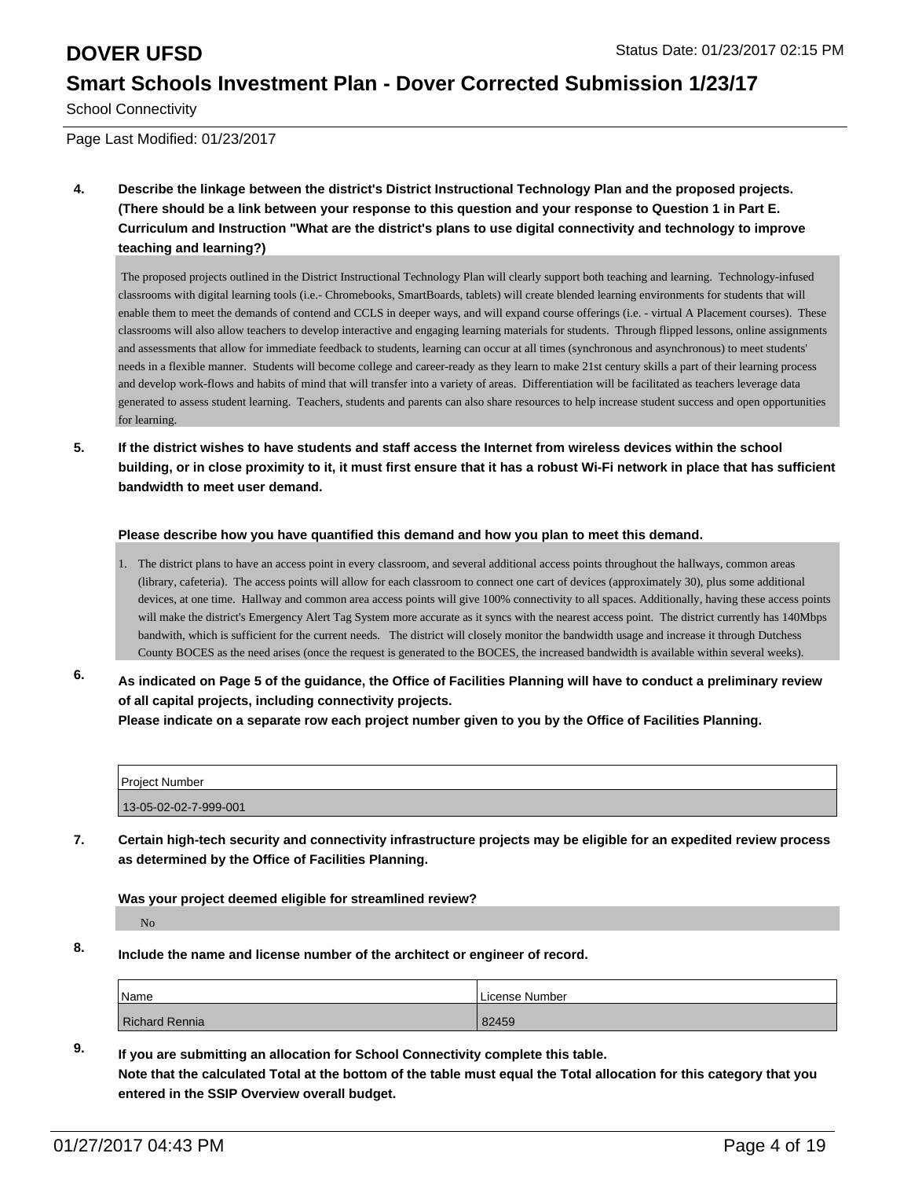# DOVER UFSD

Status Date: 01/23/2017 02:15 PM

## Smart Schools Investment Plan - Dover Corrected Submission 1/23/17

School Connectivity

Page Last Modified: 01/23/2017

**4. Describe the linkage between the district's District Instructional Technology Plan and the proposed projects. (There should be a link between your response to this question and your response to Question 1 in Part E. Curriculum and Instruction "What are the district's plans to use digital connectivity and technology to improve teaching and learning?)**

The proposed projects outlined in the District Instructional Technology Plan will clearly support both teaching and learning. Technology-infused classrooms with digital learning tools (i.e.- Chromebooks, SmartBoards, tablets) will create blended learning environments for students that will enable them to meet the demands of contend and CCLS in deeper ways, and will expand course offerings (i.e. - virtual A Placement courses). These classrooms will also allow teachers to develop interactive and engaging learning materials for students. Through flipped lessons, online assignments and assessments that allow for immediate feedback to students, learning can occur at all times (synchronous and asynchronous) to meet students' needs in a flexible manner. Students will become college and career-ready as they learn to make 21st century skills a part of their learning process and develop work-flows and habits of mind that will transfer into a variety of areas. Differentiation will be facilitated as teachers leverage data generated to assess student learning. Teachers, students and parents can also share resources to help increase student success and open opportunities for learning.

**5. If the district wishes to have students and staff access the Internet from wireless devices within the school building, or in close proximity to it, it must first ensure that it has a robust Wi-Fi network in place that has sufficient bandwidth to meet user demand.**

**Please describe how you have quantified this demand and how you plan to meet this demand.**

1. The district plans to have an access point in every classroom, and several additional access points throughout the hallways, common areas (library, cafeteria). The access points will allow for each classroom to connect one cart of devices (approximately 30), plus some additional devices, at one time. Hallway and common area access points will give 100% connectivity to all spaces. Additionally, having these access points will make the district's Emergency Alert Tag System more accurate as it syncs with the nearest access point. The district currently has 140Mbps bandwith, which is sufficient for the current needs. The district will closely monitor the bandwidth usage and increase it through Dutchess County BOCES as the need arises (once the request is generated to the BOCES, the increased bandwidth is available within several weeks).

**6. As indicated on Page 5 of the guidance, the Office of Facilities Planning will have to conduct a preliminary review of all capital projects, including connectivity projects.**
**Please indicate on a separate row each project number given to you by the Office of Facilities Planning.**

| Project Number |
| --- |
| 13-05-02-02-7-999-001 |

**7. Certain high-tech security and connectivity infrastructure projects may be eligible for an expedited review process as determined by the Office of Facilities Planning.**

**Was your project deemed eligible for streamlined review?**

No

**8. Include the name and license number of the architect or engineer of record.**

| Name | License Number |
| --- | --- |
| Richard Rennia | 82459 |

**9. If you are submitting an allocation for School Connectivity complete this table.**
**Note that the calculated Total at the bottom of the table must equal the Total allocation for this category that you entered in the SSIP Overview overall budget.**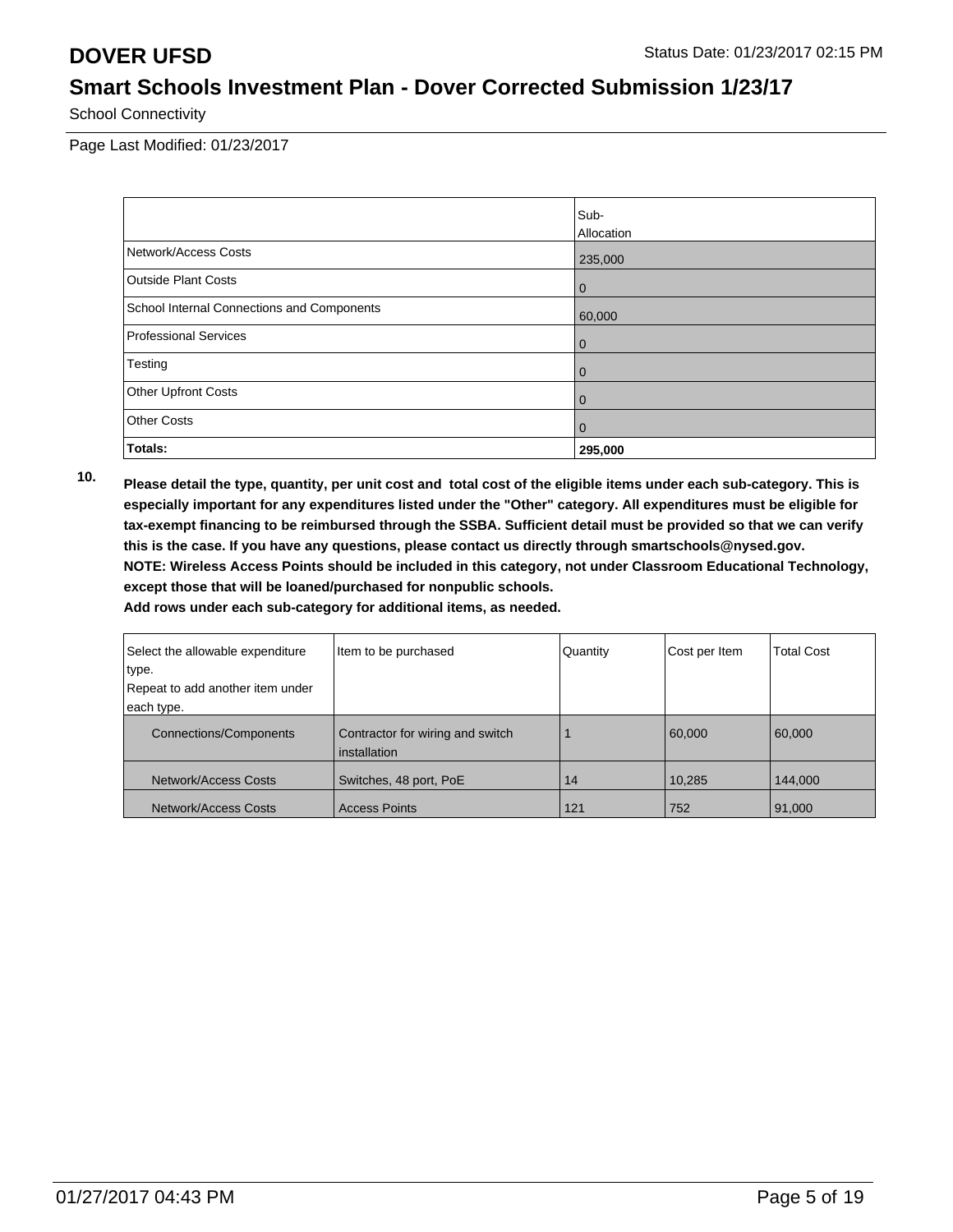# DOVER UFSD

Status Date: 01/23/2017 02:15 PM

## Smart Schools Investment Plan - Dover Corrected Submission 1/23/17

School Connectivity

Page Last Modified: 01/23/2017

| | Sub-Allocation |
|---|---|
| Network/Access Costs | 235,000 |
| Outside Plant Costs | 0 |
| School Internal Connections and Components | 60,000 |
| Professional Services | 0 |
| Testing | 0 |
| Other Upfront Costs | 0 |
| Other Costs | 0 |
| **Totals:** | **295,000** |

**10. Please detail the type, quantity, per unit cost and total cost of the eligible items under each sub-category. This is especially important for any expenditures listed under the "Other" category. All expenditures must be eligible for tax-exempt financing to be reimbursed through the SSBA. Sufficient detail must be provided so that we can verify this is the case. If you have any questions, please contact us directly through smartschools@nysed.gov.**
**NOTE: Wireless Access Points should be included in this category, not under Classroom Educational Technology, except those that will be loaned/purchased for nonpublic schools.**
**Add rows under each sub-category for additional items, as needed.**

| Select the allowable expenditure type. Repeat to add another item under each type. | Item to be purchased | Quantity | Cost per Item | Total Cost |
|---|---|---|---|---|
| Connections/Components | Contractor for wiring and switch installation | 1 | 60,000 | 60,000 |
| Network/Access Costs | Switches, 48 port, PoE | 14 | 10,285 | 144,000 |
| Network/Access Costs | Access Points | 121 | 752 | 91,000 |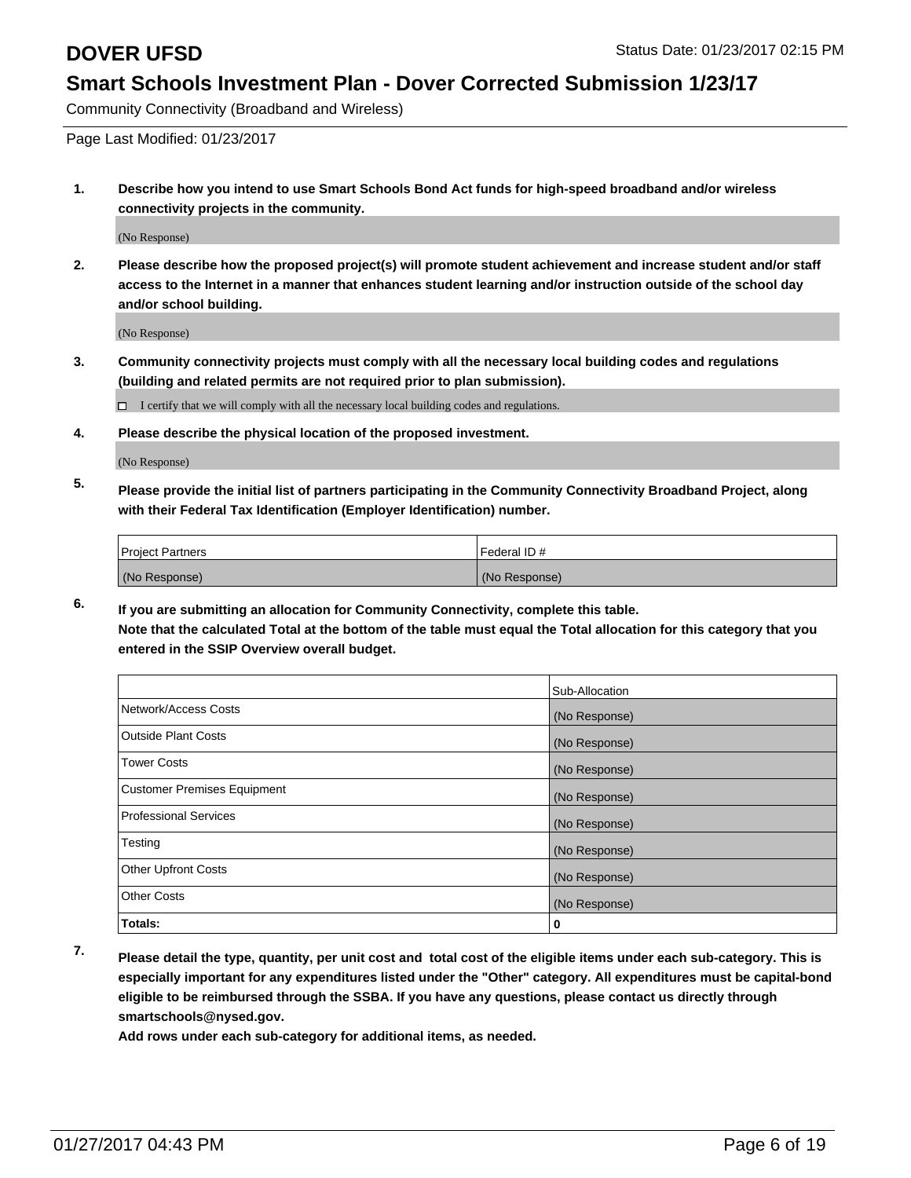# DOVER UFSD

Status Date: 01/23/2017 02:15 PM

## Smart Schools Investment Plan - Dover Corrected Submission 1/23/17

Community Connectivity (Broadband and Wireless)

Page Last Modified: 01/23/2017

**1. Describe how you intend to use Smart Schools Bond Act funds for high-speed broadband and/or wireless connectivity projects in the community.**

(No Response)

**2. Please describe how the proposed project(s) will promote student achievement and increase student and/or staff access to the Internet in a manner that enhances student learning and/or instruction outside of the school day and/or school building.**

(No Response)

**3. Community connectivity projects must comply with all the necessary local building codes and regulations (building and related permits are not required prior to plan submission).**

☐ I certify that we will comply with all the necessary local building codes and regulations.

**4. Please describe the physical location of the proposed investment.**

(No Response)

**5. Please provide the initial list of partners participating in the Community Connectivity Broadband Project, along with their Federal Tax Identification (Employer Identification) number.**

| Project Partners | Federal ID # |
|---|---|
| (No Response) | (No Response) |

**6. If you are submitting an allocation for Community Connectivity, complete this table.**
**Note that the calculated Total at the bottom of the table must equal the Total allocation for this category that you entered in the SSIP Overview overall budget.**

| | Sub-Allocation |
|---|---|
| Network/Access Costs | (No Response) |
| Outside Plant Costs | (No Response) |
| Tower Costs | (No Response) |
| Customer Premises Equipment | (No Response) |
| Professional Services | (No Response) |
| Testing | (No Response) |
| Other Upfront Costs | (No Response) |
| Other Costs | (No Response) |
| **Totals:** | **0** |

**7. Please detail the type, quantity, per unit cost and total cost of the eligible items under each sub-category. This is especially important for any expenditures listed under the "Other" category. All expenditures must be capital-bond eligible to be reimbursed through the SSBA. If you have any questions, please contact us directly through smartschools@nysed.gov.**

**Add rows under each sub-category for additional items, as needed.**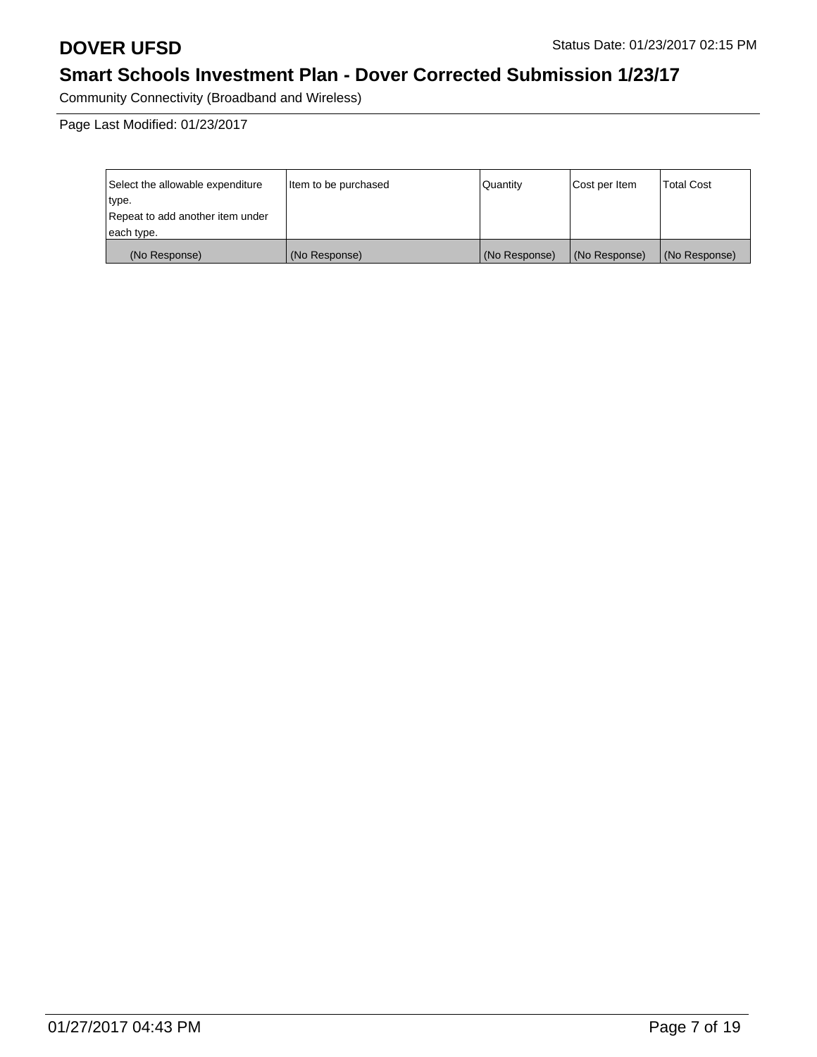Community Connectivity (Broadband and Wireless)

Page Last Modified: 01/23/2017

| Select the allowable expenditure type. Repeat to add another item under each type. | Item to be purchased | Quantity | Cost per Item | Total Cost |
|---|---|---|---|---|
| (No Response) | (No Response) | (No Response) | (No Response) | (No Response) |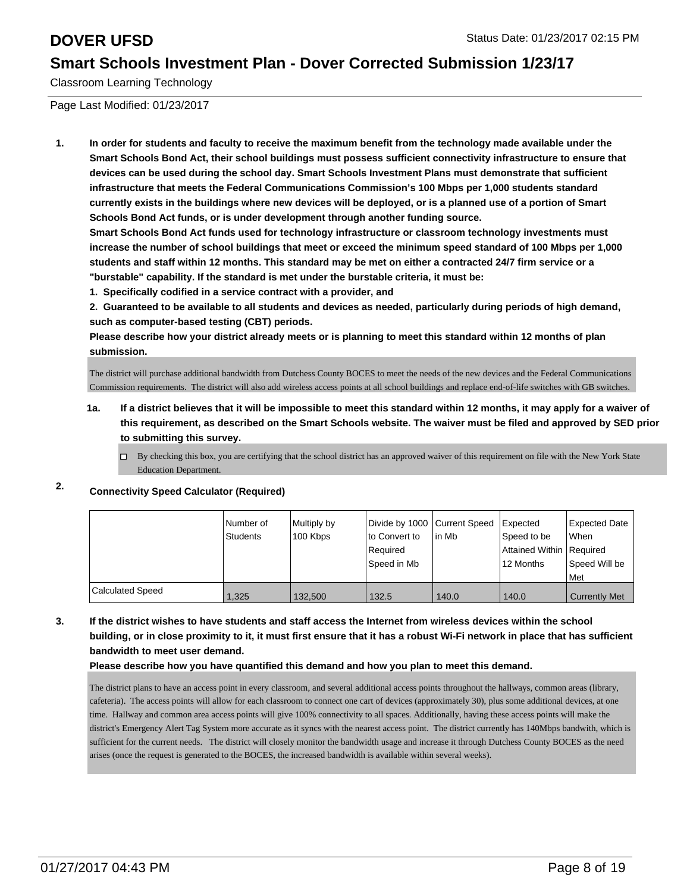# DOVER UFSD

Status Date: 01/23/2017 02:15 PM

## Smart Schools Investment Plan - Dover Corrected Submission 1/23/17

Classroom Learning Technology

Page Last Modified: 01/23/2017

**1. In order for students and faculty to receive the maximum benefit from the technology made available under the Smart Schools Bond Act, their school buildings must possess sufficient connectivity infrastructure to ensure that devices can be used during the school day. Smart Schools Investment Plans must demonstrate that sufficient infrastructure that meets the Federal Communications Commission's 100 Mbps per 1,000 students standard currently exists in the buildings where new devices will be deployed, or is a planned use of a portion of Smart Schools Bond Act funds, or is under development through another funding source.**

**Smart Schools Bond Act funds used for technology infrastructure or classroom technology investments must increase the number of school buildings that meet or exceed the minimum speed standard of 100 Mbps per 1,000 students and staff within 12 months. This standard may be met on either a contracted 24/7 firm service or a "burstable" capability. If the standard is met under the burstable criteria, it must be:**

**1. Specifically codified in a service contract with a provider, and**

**2. Guaranteed to be available to all students and devices as needed, particularly during periods of high demand, such as computer-based testing (CBT) periods.**

**Please describe how your district already meets or is planning to meet this standard within 12 months of plan submission.**

The district will purchase additional bandwidth from Dutchess County BOCES to meet the needs of the new devices and the Federal Communications Commission requirements. The district will also add wireless access points at all school buildings and replace end-of-life switches with GB switches.

**1a. If a district believes that it will be impossible to meet this standard within 12 months, it may apply for a waiver of this requirement, as described on the Smart Schools website. The waiver must be filed and approved by SED prior to submitting this survey.**

- [ ] By checking this box, you are certifying that the school district has an approved waiver of this requirement on file with the New York State Education Department.

**2. Connectivity Speed Calculator (Required)**

| | Number of Students | Multiply by 100 Kbps | Divide by 1000 to Convert to Required Speed in Mb | Current Speed in Mb | Expected Speed to be Attained Within 12 Months | Expected Date When Required Speed Will be Met |
|---|---|---|---|---|---|---|
| Calculated Speed | 1,325 | 132,500 | 132.5 | 140.0 | 140.0 | Currently Met |

**3. If the district wishes to have students and staff access the Internet from wireless devices within the school building, or in close proximity to it, it must first ensure that it has a robust Wi-Fi network in place that has sufficient bandwidth to meet user demand.**

**Please describe how you have quantified this demand and how you plan to meet this demand.**

The district plans to have an access point in every classroom, and several additional access points throughout the hallways, common areas (library, cafeteria). The access points will allow for each classroom to connect one cart of devices (approximately 30), plus some additional devices, at one time. Hallway and common area access points will give 100% connectivity to all spaces. Additionally, having these access points will make the district's Emergency Alert Tag System more accurate as it syncs with the nearest access point. The district currently has 140Mbps bandwith, which is sufficient for the current needs. The district will closely monitor the bandwidth usage and increase it through Dutchess County BOCES as the need arises (once the request is generated to the BOCES, the increased bandwidth is available within several weeks).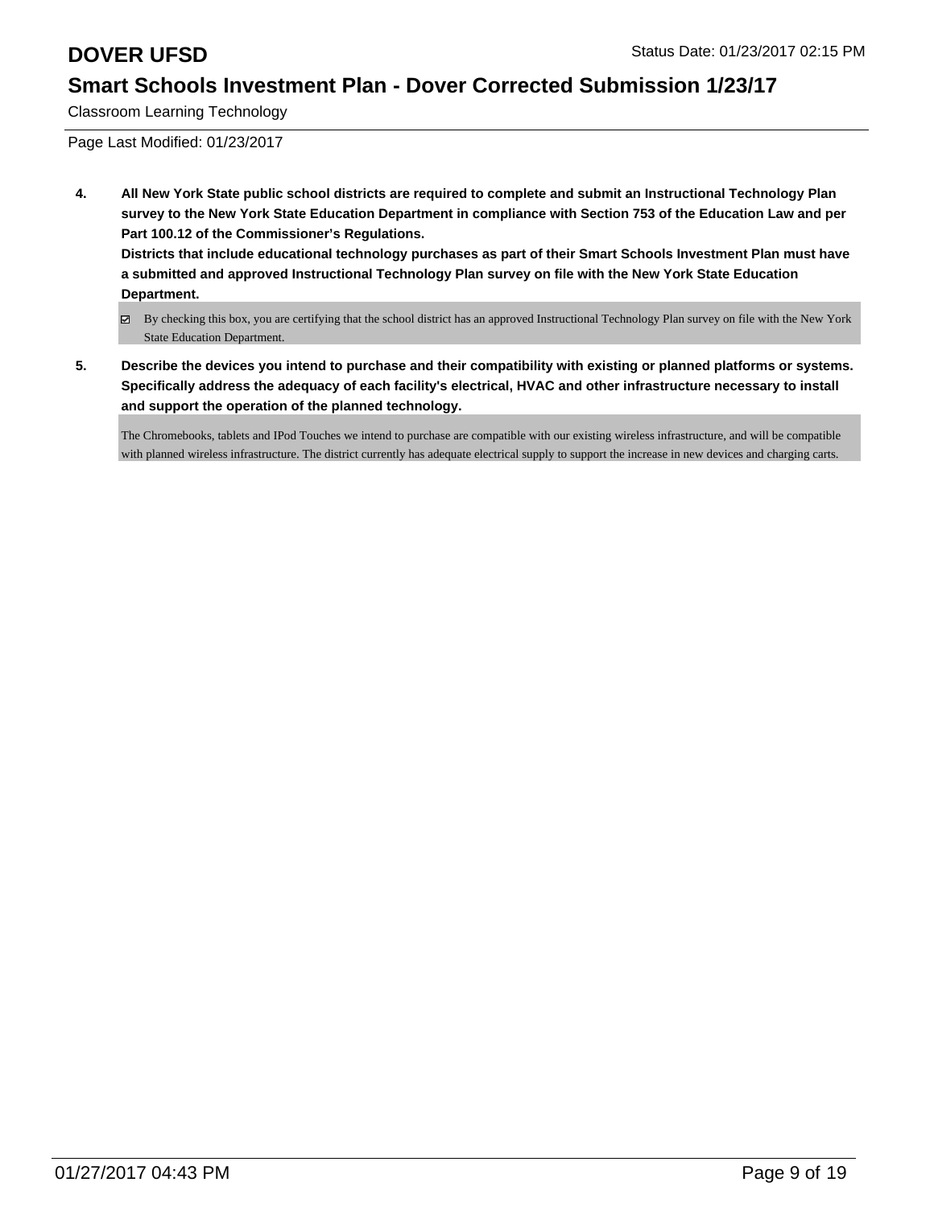**4. All New York State public school districts are required to complete and submit an Instructional Technology Plan survey to the New York State Education Department in compliance with Section 753 of the Education Law and per Part 100.12 of the Commissioner's Regulations.**

**Districts that include educational technology purchases as part of their Smart Schools Investment Plan must have a submitted and approved Instructional Technology Plan survey on file with the New York State Education Department.**

☑ By checking this box, you are certifying that the school district has an approved Instructional Technology Plan survey on file with the New York State Education Department.

**5. Describe the devices you intend to purchase and their compatibility with existing or planned platforms or systems. Specifically address the adequacy of each facility's electrical, HVAC and other infrastructure necessary to install and support the operation of the planned technology.**

The Chromebooks, tablets and IPod Touches we intend to purchase are compatible with our existing wireless infrastructure, and will be compatible with planned wireless infrastructure. The district currently has adequate electrical supply to support the increase in new devices and charging carts.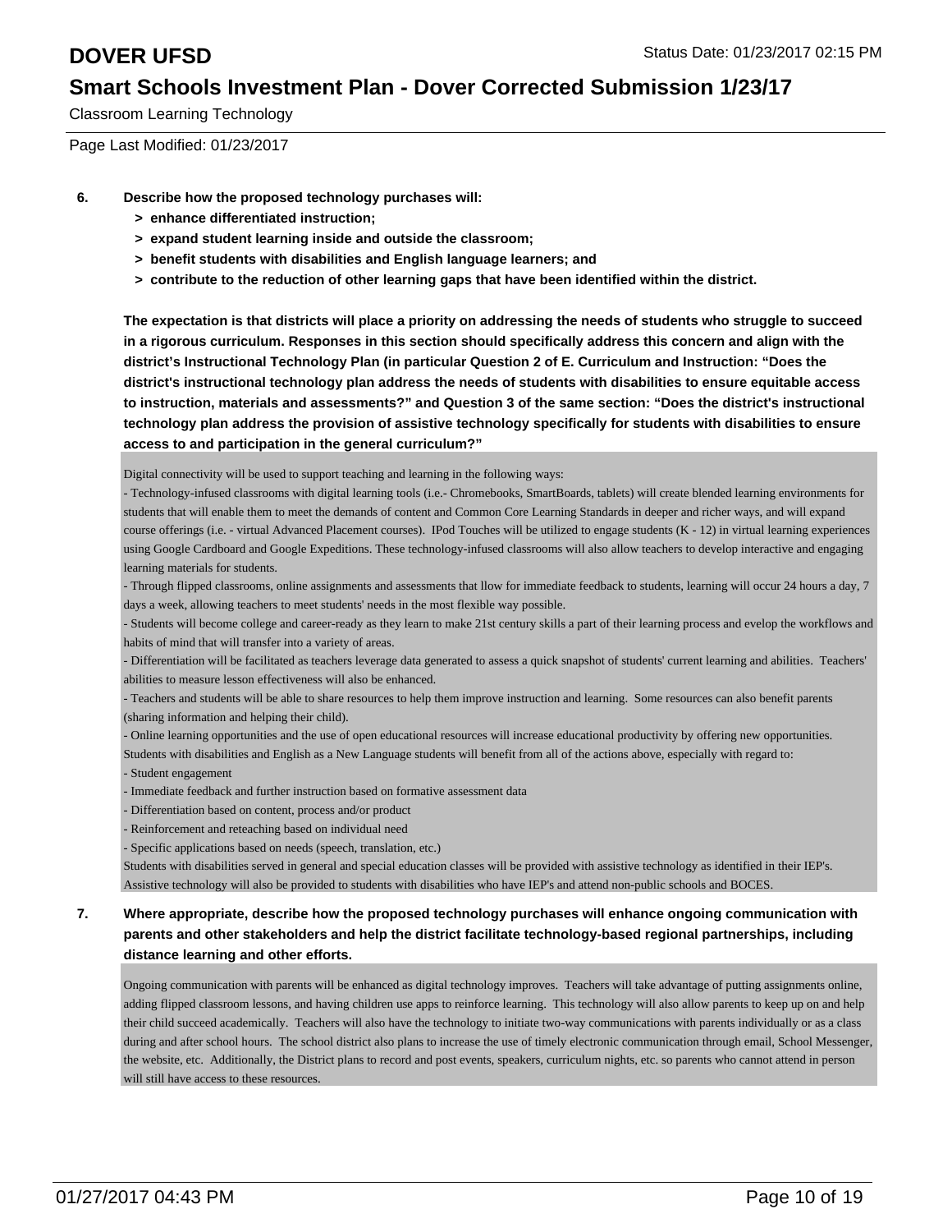Classroom Learning Technology

Page Last Modified: 01/23/2017

**6. Describe how the proposed technology purchases will:**

- **> enhance differentiated instruction;**
- **> expand student learning inside and outside the classroom;**
- **> benefit students with disabilities and English language learners; and**
- **> contribute to the reduction of other learning gaps that have been identified within the district.**

**The expectation is that districts will place a priority on addressing the needs of students who struggle to succeed in a rigorous curriculum. Responses in this section should specifically address this concern and align with the district's Instructional Technology Plan (in particular Question 2 of E. Curriculum and Instruction: "Does the district's instructional technology plan address the needs of students with disabilities to ensure equitable access to instruction, materials and assessments?" and Question 3 of the same section: "Does the district's instructional technology plan address the provision of assistive technology specifically for students with disabilities to ensure access to and participation in the general curriculum?"**

Digital connectivity will be used to support teaching and learning in the following ways:
- Technology-infused classrooms with digital learning tools (i.e.- Chromebooks, SmartBoards, tablets) will create blended learning environments for students that will enable them to meet the demands of content and Common Core Learning Standards in deeper and richer ways, and will expand course offerings (i.e. - virtual Advanced Placement courses). IPod Touches will be utilized to engage students (K - 12) in virtual learning experiences using Google Cardboard and Google Expeditions. These technology-infused classrooms will also allow teachers to develop interactive and engaging learning materials for students.
- Through flipped classrooms, online assignments and assessments that llow for immediate feedback to students, learning will occur 24 hours a day, 7 days a week, allowing teachers to meet students' needs in the most flexible way possible.
- Students will become college and career-ready as they learn to make 21st century skills a part of their learning process and evelop the workflows and habits of mind that will transfer into a variety of areas.
- Differentiation will be facilitated as teachers leverage data generated to assess a quick snapshot of students' current learning and abilities. Teachers' abilities to measure lesson effectiveness will also be enhanced.
- Teachers and students will be able to share resources to help them improve instruction and learning. Some resources can also benefit parents (sharing information and helping their child).
- Online learning opportunities and the use of open educational resources will increase educational productivity by offering new opportunities.

Students with disabilities and English as a New Language students will benefit from all of the actions above, especially with regard to:
- Student engagement
- Immediate feedback and further instruction based on formative assessment data
- Differentiation based on content, process and/or product
- Reinforcement and reteaching based on individual need
- Specific applications based on needs (speech, translation, etc.)

Students with disabilities served in general and special education classes will be provided with assistive technology as identified in their IEP's. Assistive technology will also be provided to students with disabilities who have IEP's and attend non-public schools and BOCES.

**7. Where appropriate, describe how the proposed technology purchases will enhance ongoing communication with parents and other stakeholders and help the district facilitate technology-based regional partnerships, including distance learning and other efforts.**

Ongoing communication with parents will be enhanced as digital technology improves. Teachers will take advantage of putting assignments online, adding flipped classroom lessons, and having children use apps to reinforce learning. This technology will also allow parents to keep up on and help their child succeed academically. Teachers will also have the technology to initiate two-way communications with parents individually or as a class during and after school hours. The school district also plans to increase the use of timely electronic communication through email, School Messenger, the website, etc. Additionally, the District plans to record and post events, speakers, curriculum nights, etc. so parents who cannot attend in person will still have access to these resources.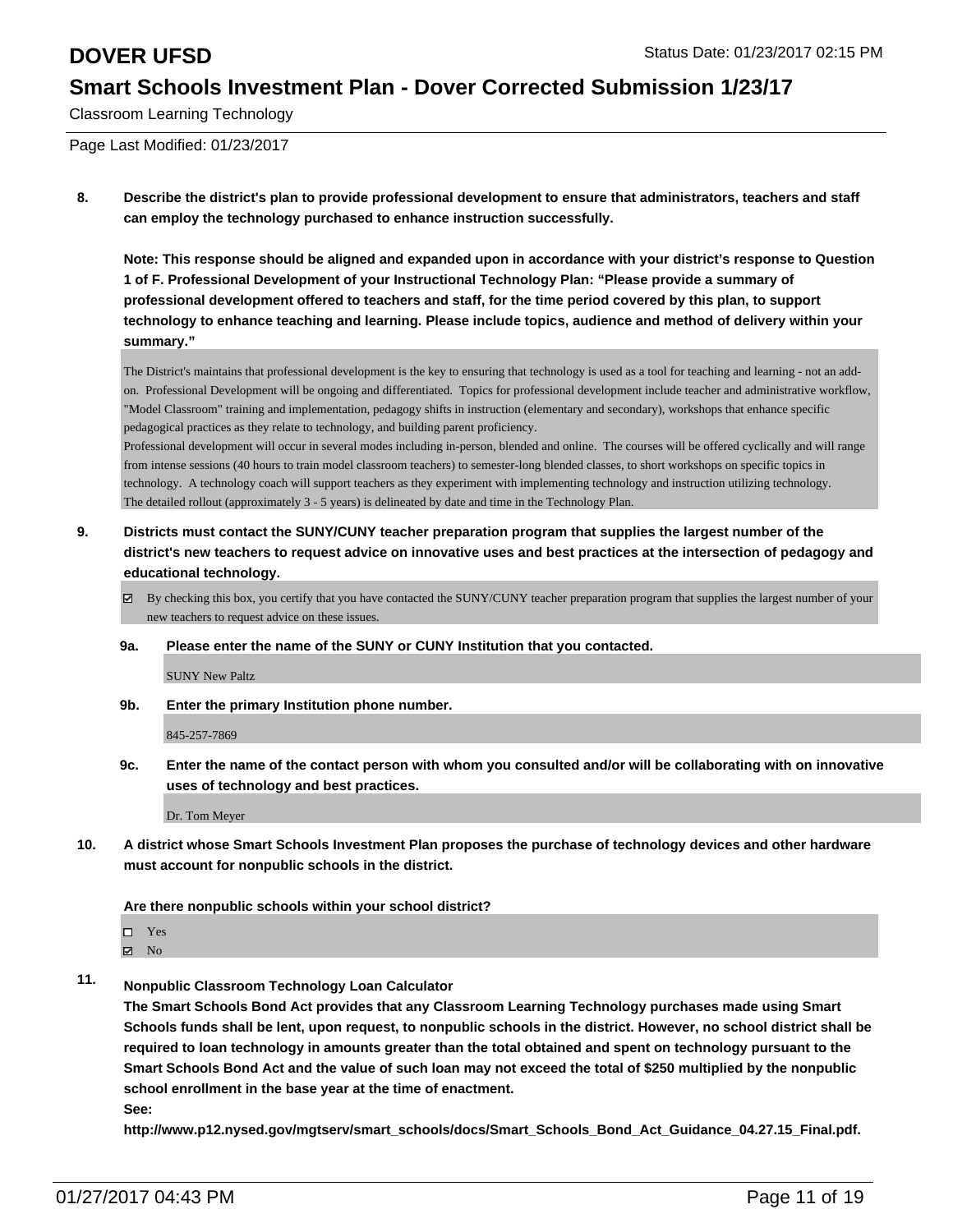**8. Describe the district's plan to provide professional development to ensure that administrators, teachers and staff can employ the technology purchased to enhance instruction successfully.**

**Note: This response should be aligned and expanded upon in accordance with your district's response to Question 1 of F. Professional Development of your Instructional Technology Plan: "Please provide a summary of professional development offered to teachers and staff, for the time period covered by this plan, to support technology to enhance teaching and learning. Please include topics, audience and method of delivery within your summary."**

The District's maintains that professional development is the key to ensuring that technology is used as a tool for teaching and learning - not an add-on. Professional Development will be ongoing and differentiated. Topics for professional development include teacher and administrative workflow, "Model Classroom" training and implementation, pedagogy shifts in instruction (elementary and secondary), workshops that enhance specific pedagogical practices as they relate to technology, and building parent proficiency.
Professional development will occur in several modes including in-person, blended and online. The courses will be offered cyclically and will range from intense sessions (40 hours to train model classroom teachers) to semester-long blended classes, to short workshops on specific topics in technology. A technology coach will support teachers as they experiment with implementing technology and instruction utilizing technology.
The detailed rollout (approximately 3 - 5 years) is delineated by date and time in the Technology Plan.

**9. Districts must contact the SUNY/CUNY teacher preparation program that supplies the largest number of the district's new teachers to request advice on innovative uses and best practices at the intersection of pedagogy and educational technology.**

☑ By checking this box, you certify that you have contacted the SUNY/CUNY teacher preparation program that supplies the largest number of your new teachers to request advice on these issues.

**9a. Please enter the name of the SUNY or CUNY Institution that you contacted.**

SUNY New Paltz

**9b. Enter the primary Institution phone number.**

845-257-7869

**9c. Enter the name of the contact person with whom you consulted and/or will be collaborating with on innovative uses of technology and best practices.**

Dr. Tom Meyer

**10. A district whose Smart Schools Investment Plan proposes the purchase of technology devices and other hardware must account for nonpublic schools in the district.**

**Are there nonpublic schools within your school district?**

☐ Yes
☑ No

**11. Nonpublic Classroom Technology Loan Calculator**

**The Smart Schools Bond Act provides that any Classroom Learning Technology purchases made using Smart Schools funds shall be lent, upon request, to nonpublic schools in the district. However, no school district shall be required to loan technology in amounts greater than the total obtained and spent on technology pursuant to the Smart Schools Bond Act and the value of such loan may not exceed the total of $250 multiplied by the nonpublic school enrollment in the base year at the time of enactment.**

**See:**

**http://www.p12.nysed.gov/mgtserv/smart_schools/docs/Smart_Schools_Bond_Act_Guidance_04.27.15_Final.pdf.**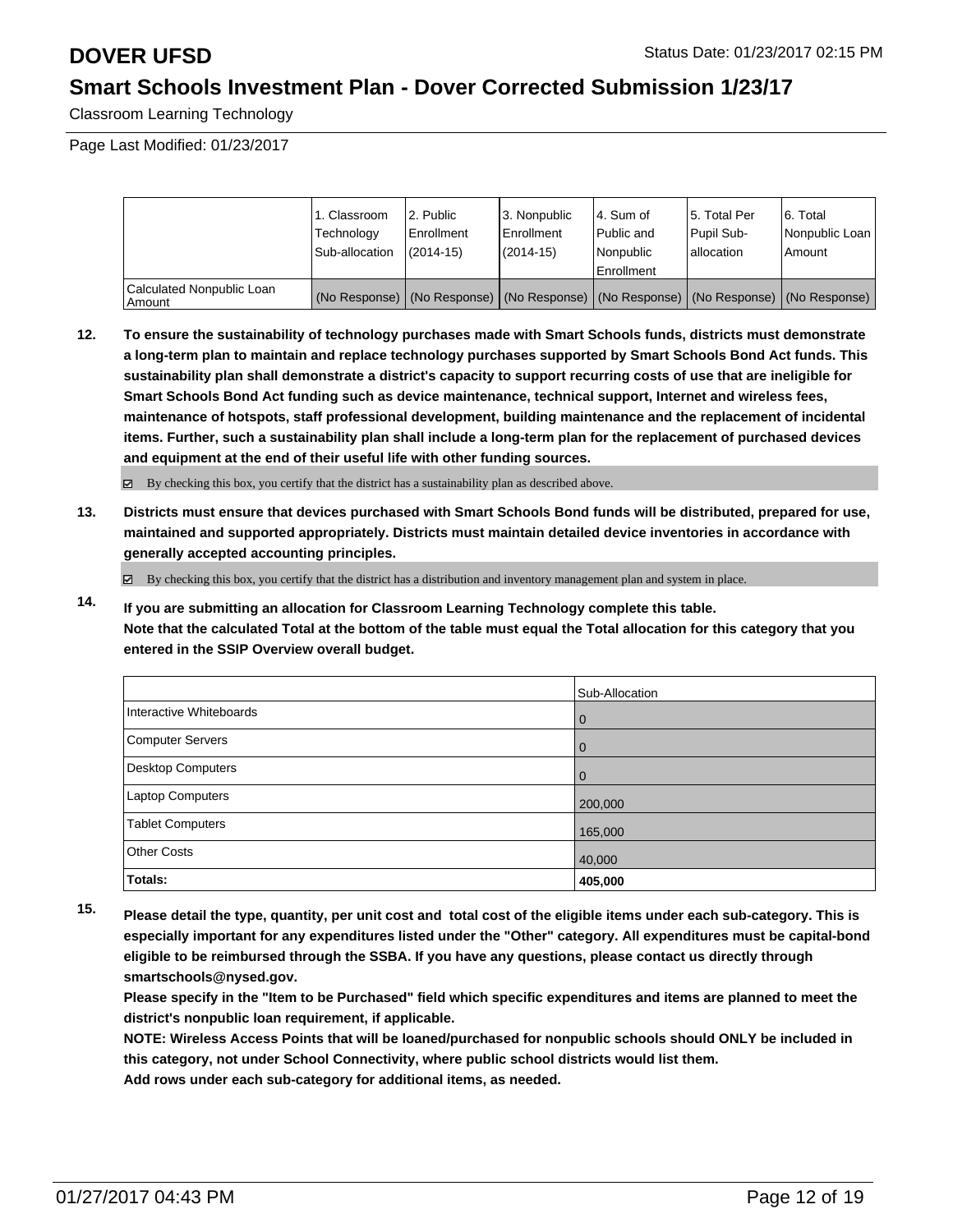# DOVER UFSD

Status Date: 01/23/2017 02:15 PM

## Smart Schools Investment Plan - Dover Corrected Submission 1/23/17

Classroom Learning Technology

Page Last Modified: 01/23/2017

| | 1. Classroom Technology Sub-allocation | 2. Public Enrollment (2014-15) | 3. Nonpublic Enrollment (2014-15) | 4. Sum of Public and Nonpublic Enrollment | 5. Total Per Pupil Sub-allocation | 6. Total Nonpublic Loan Amount |
|---|---|---|---|---|---|---|
| Calculated Nonpublic Loan Amount | (No Response) | (No Response) | (No Response) | (No Response) | (No Response) | (No Response) |

**12. To ensure the sustainability of technology purchases made with Smart Schools funds, districts must demonstrate a long-term plan to maintain and replace technology purchases supported by Smart Schools Bond Act funds. This sustainability plan shall demonstrate a district's capacity to support recurring costs of use that are ineligible for Smart Schools Bond Act funding such as device maintenance, technical support, Internet and wireless fees, maintenance of hotspots, staff professional development, building maintenance and the replacement of incidental items. Further, such a sustainability plan shall include a long-term plan for the replacement of purchased devices and equipment at the end of their useful life with other funding sources.**

☑ By checking this box, you certify that the district has a sustainability plan as described above.

**13. Districts must ensure that devices purchased with Smart Schools Bond funds will be distributed, prepared for use, maintained and supported appropriately. Districts must maintain detailed device inventories in accordance with generally accepted accounting principles.**

☑ By checking this box, you certify that the district has a distribution and inventory management plan and system in place.

**14. If you are submitting an allocation for Classroom Learning Technology complete this table.**
**Note that the calculated Total at the bottom of the table must equal the Total allocation for this category that you entered in the SSIP Overview overall budget.**

| | Sub-Allocation |
|---|---|
| Interactive Whiteboards | 0 |
| Computer Servers | 0 |
| Desktop Computers | 0 |
| Laptop Computers | 200,000 |
| Tablet Computers | 165,000 |
| Other Costs | 40,000 |
| **Totals:** | **405,000** |

**15. Please detail the type, quantity, per unit cost and total cost of the eligible items under each sub-category. This is especially important for any expenditures listed under the "Other" category. All expenditures must be capital-bond eligible to be reimbursed through the SSBA. If you have any questions, please contact us directly through smartschools@nysed.gov.**
**Please specify in the "Item to be Purchased" field which specific expenditures and items are planned to meet the district's nonpublic loan requirement, if applicable.**
**NOTE: Wireless Access Points that will be loaned/purchased for nonpublic schools should ONLY be included in this category, not under School Connectivity, where public school districts would list them.**
**Add rows under each sub-category for additional items, as needed.**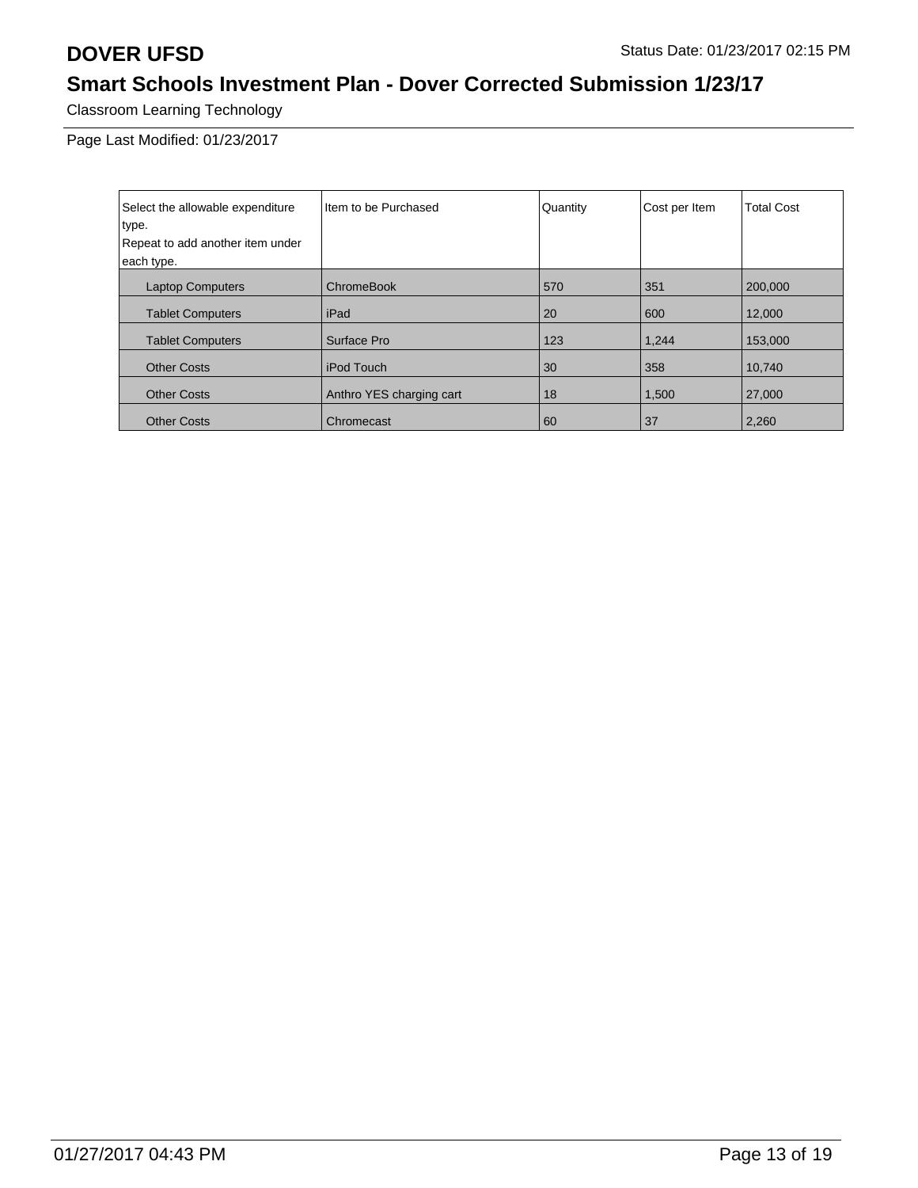# DOVER UFSD

Status Date: 01/23/2017 02:15 PM

## Smart Schools Investment Plan - Dover Corrected Submission 1/23/17

Classroom Learning Technology

Page Last Modified: 01/23/2017

| Select the allowable expenditure type. Repeat to add another item under each type. | Item to be Purchased | Quantity | Cost per Item | Total Cost |
|---|---|---|---|---|
| Laptop Computers | ChromeBook | 570 | 351 | 200,000 |
| Tablet Computers | iPad | 20 | 600 | 12,000 |
| Tablet Computers | Surface Pro | 123 | 1,244 | 153,000 |
| Other Costs | iPod Touch | 30 | 358 | 10,740 |
| Other Costs | Anthro YES charging cart | 18 | 1,500 | 27,000 |
| Other Costs | Chromecast | 60 | 37 | 2,260 |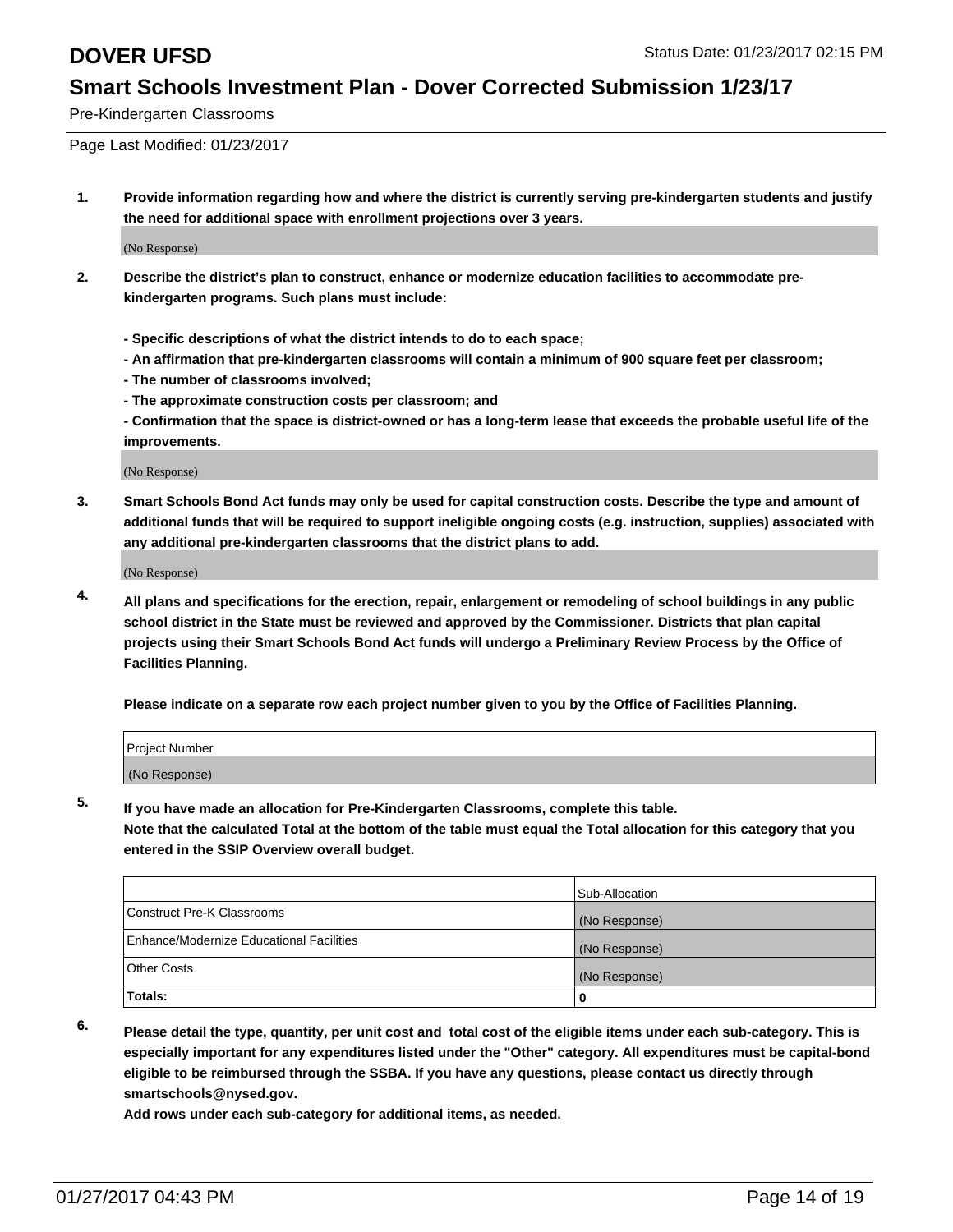# DOVER UFSD

Status Date: 01/23/2017 02:15 PM

## Smart Schools Investment Plan - Dover Corrected Submission 1/23/17

Pre-Kindergarten Classrooms

Page Last Modified: 01/23/2017

**1. Provide information regarding how and where the district is currently serving pre-kindergarten students and justify the need for additional space with enrollment projections over 3 years.**

(No Response)

**2. Describe the district's plan to construct, enhance or modernize education facilities to accommodate pre-kindergarten programs. Such plans must include:**

**- Specific descriptions of what the district intends to do to each space;**
**- An affirmation that pre-kindergarten classrooms will contain a minimum of 900 square feet per classroom;**
**- The number of classrooms involved;**
**- The approximate construction costs per classroom; and**
**- Confirmation that the space is district-owned or has a long-term lease that exceeds the probable useful life of the improvements.**

(No Response)

**3. Smart Schools Bond Act funds may only be used for capital construction costs. Describe the type and amount of additional funds that will be required to support ineligible ongoing costs (e.g. instruction, supplies) associated with any additional pre-kindergarten classrooms that the district plans to add.**

(No Response)

**4. All plans and specifications for the erection, repair, enlargement or remodeling of school buildings in any public school district in the State must be reviewed and approved by the Commissioner. Districts that plan capital projects using their Smart Schools Bond Act funds will undergo a Preliminary Review Process by the Office of Facilities Planning.**

**Please indicate on a separate row each project number given to you by the Office of Facilities Planning.**

| Project Number |
| --- |
| (No Response) |

**5. If you have made an allocation for Pre-Kindergarten Classrooms, complete this table.**
**Note that the calculated Total at the bottom of the table must equal the Total allocation for this category that you entered in the SSIP Overview overall budget.**

| | Sub-Allocation |
| --- | --- |
| Construct Pre-K Classrooms | (No Response) |
| Enhance/Modernize Educational Facilities | (No Response) |
| Other Costs | (No Response) |
| **Totals:** | **0** |

**6. Please detail the type, quantity, per unit cost and total cost of the eligible items under each sub-category. This is especially important for any expenditures listed under the "Other" category. All expenditures must be capital-bond eligible to be reimbursed through the SSBA. If you have any questions, please contact us directly through smartschools@nysed.gov.**
**Add rows under each sub-category for additional items, as needed.**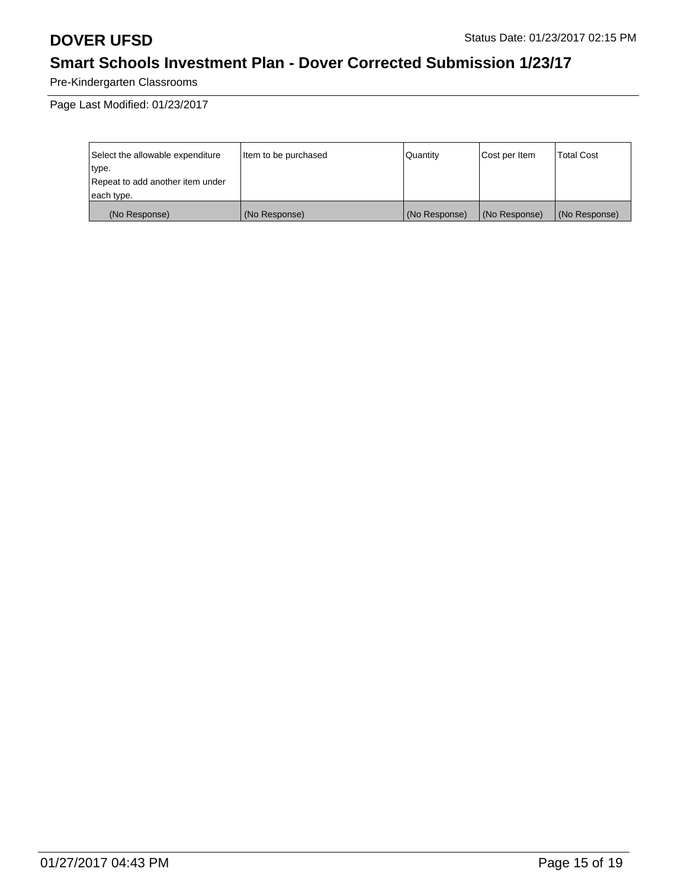# DOVER UFSD

Status Date: 01/23/2017 02:15 PM

## Smart Schools Investment Plan - Dover Corrected Submission 1/23/17

Pre-Kindergarten Classrooms

Page Last Modified: 01/23/2017

| Select the allowable expenditure type. Repeat to add another item under each type. | Item to be purchased | Quantity | Cost per Item | Total Cost |
|---|---|---|---|---|
| (No Response) | (No Response) | (No Response) | (No Response) | (No Response) |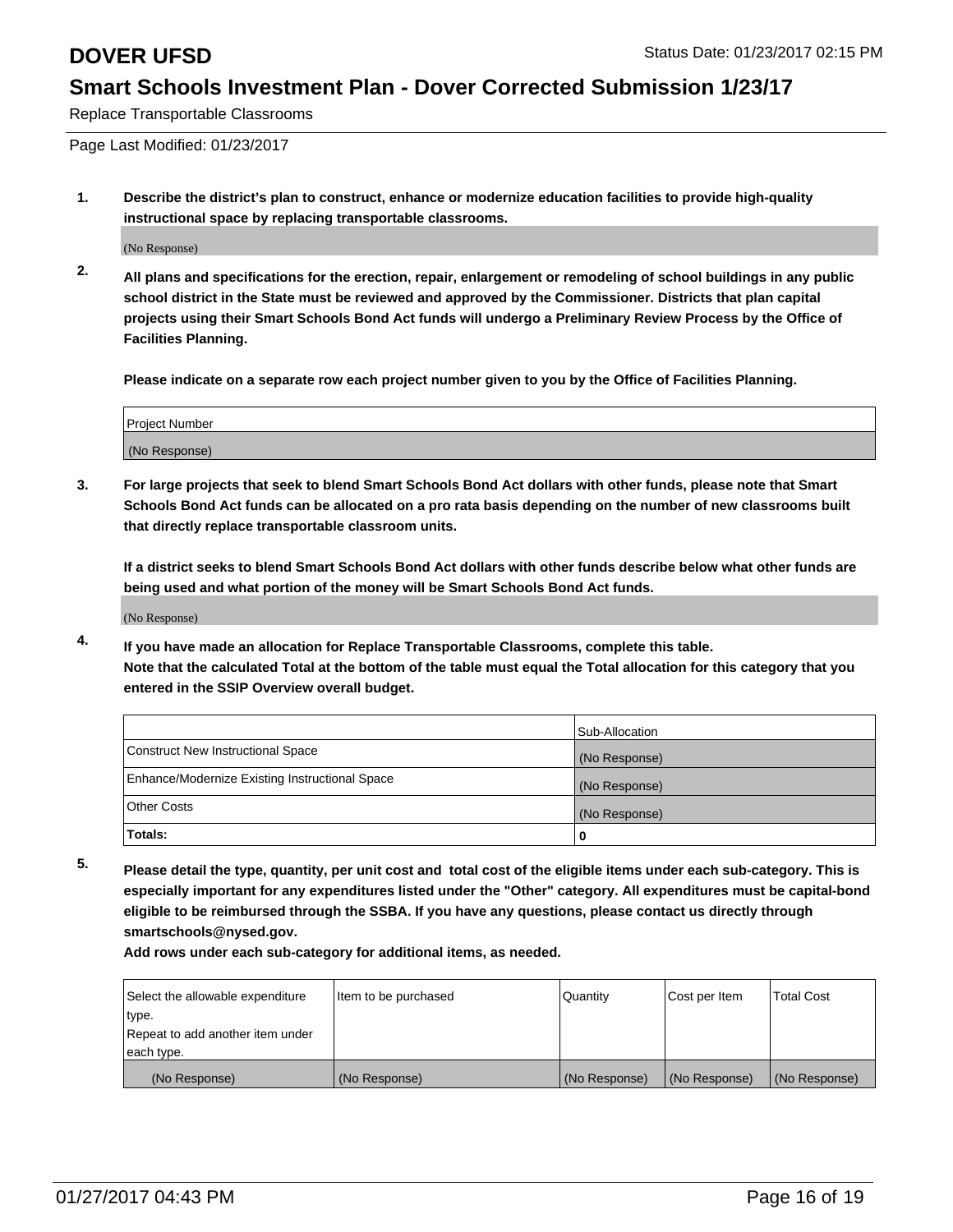# DOVER UFSD

Status Date: 01/23/2017 02:15 PM

## Smart Schools Investment Plan - Dover Corrected Submission 1/23/17

Replace Transportable Classrooms

Page Last Modified: 01/23/2017

**1. Describe the district's plan to construct, enhance or modernize education facilities to provide high-quality instructional space by replacing transportable classrooms.**

(No Response)

**2. All plans and specifications for the erection, repair, enlargement or remodeling of school buildings in any public school district in the State must be reviewed and approved by the Commissioner. Districts that plan capital projects using their Smart Schools Bond Act funds will undergo a Preliminary Review Process by the Office of Facilities Planning.**

**Please indicate on a separate row each project number given to you by the Office of Facilities Planning.**

| Project Number |
|---|
| (No Response) |

**3. For large projects that seek to blend Smart Schools Bond Act dollars with other funds, please note that Smart Schools Bond Act funds can be allocated on a pro rata basis depending on the number of new classrooms built that directly replace transportable classroom units.**

**If a district seeks to blend Smart Schools Bond Act dollars with other funds describe below what other funds are being used and what portion of the money will be Smart Schools Bond Act funds.**

(No Response)

**4. If you have made an allocation for Replace Transportable Classrooms, complete this table.**
**Note that the calculated Total at the bottom of the table must equal the Total allocation for this category that you entered in the SSIP Overview overall budget.**

| | Sub-Allocation |
|---|---|
| Construct New Instructional Space | (No Response) |
| Enhance/Modernize Existing Instructional Space | (No Response) |
| Other Costs | (No Response) |
| **Totals:** | **0** |

**5. Please detail the type, quantity, per unit cost and total cost of the eligible items under each sub-category. This is especially important for any expenditures listed under the "Other" category. All expenditures must be capital-bond eligible to be reimbursed through the SSBA. If you have any questions, please contact us directly through smartschools@nysed.gov.**

**Add rows under each sub-category for additional items, as needed.**

| Select the allowable expenditure type. Repeat to add another item under each type. | Item to be purchased | Quantity | Cost per Item | Total Cost |
|---|---|---|---|---|
| (No Response) | (No Response) | (No Response) | (No Response) | (No Response) |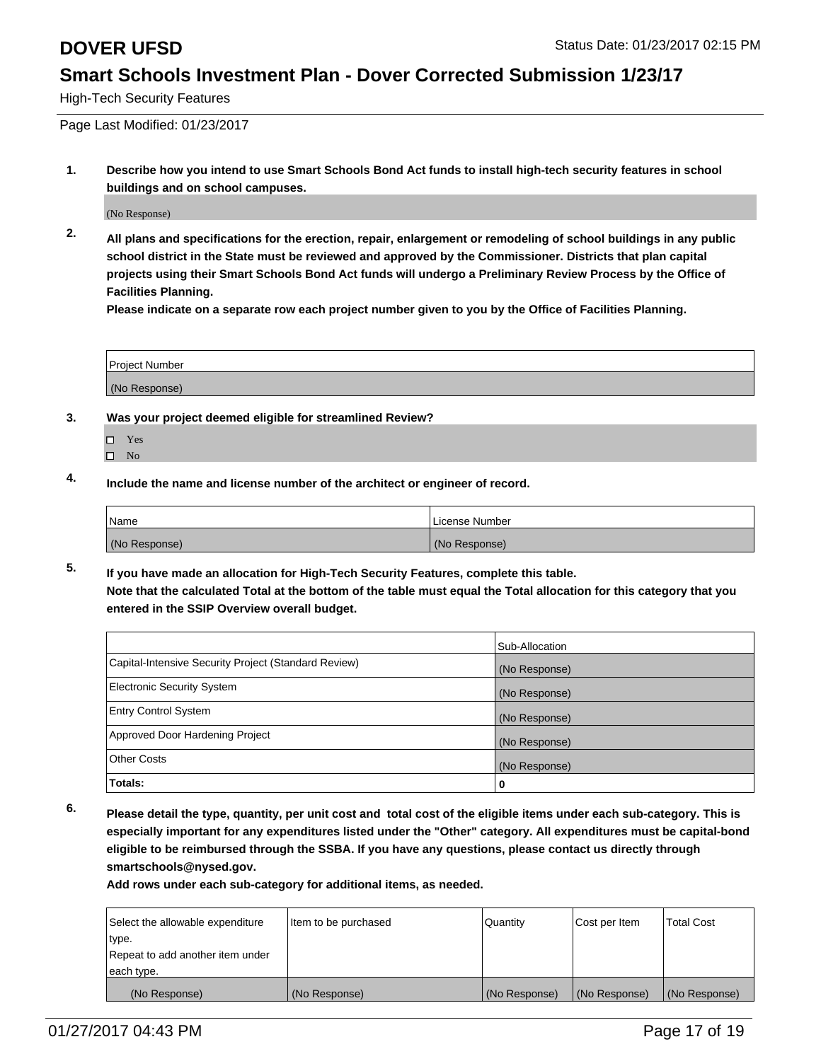# DOVER UFSD

Status Date: 01/23/2017 02:15 PM

## Smart Schools Investment Plan - Dover Corrected Submission 1/23/17

High-Tech Security Features

Page Last Modified: 01/23/2017

**1. Describe how you intend to use Smart Schools Bond Act funds to install high-tech security features in school buildings and on school campuses.**

(No Response)

**2. All plans and specifications for the erection, repair, enlargement or remodeling of school buildings in any public school district in the State must be reviewed and approved by the Commissioner. Districts that plan capital projects using their Smart Schools Bond Act funds will undergo a Preliminary Review Process by the Office of Facilities Planning.**

**Please indicate on a separate row each project number given to you by the Office of Facilities Planning.**

| Project Number |
| --- |
| (No Response) |

**3. Was your project deemed eligible for streamlined Review?**

- ☐ Yes
- ☐ No

**4. Include the name and license number of the architect or engineer of record.**

| Name | License Number |
| --- | --- |
| (No Response) | (No Response) |

**5. If you have made an allocation for High-Tech Security Features, complete this table.**

**Note that the calculated Total at the bottom of the table must equal the Total allocation for this category that you entered in the SSIP Overview overall budget.**

| | Sub-Allocation |
| --- | --- |
| Capital-Intensive Security Project (Standard Review) | (No Response) |
| Electronic Security System | (No Response) |
| Entry Control System | (No Response) |
| Approved Door Hardening Project | (No Response) |
| Other Costs | (No Response) |
| **Totals:** | **0** |

**6. Please detail the type, quantity, per unit cost and total cost of the eligible items under each sub-category. This is especially important for any expenditures listed under the "Other" category. All expenditures must be capital-bond eligible to be reimbursed through the SSBA. If you have any questions, please contact us directly through smartschools@nysed.gov.**

**Add rows under each sub-category for additional items, as needed.**

| Select the allowable expenditure type. Repeat to add another item under each type. | Item to be purchased | Quantity | Cost per Item | Total Cost |
| --- | --- | --- | --- | --- |
| (No Response) | (No Response) | (No Response) | (No Response) | (No Response) |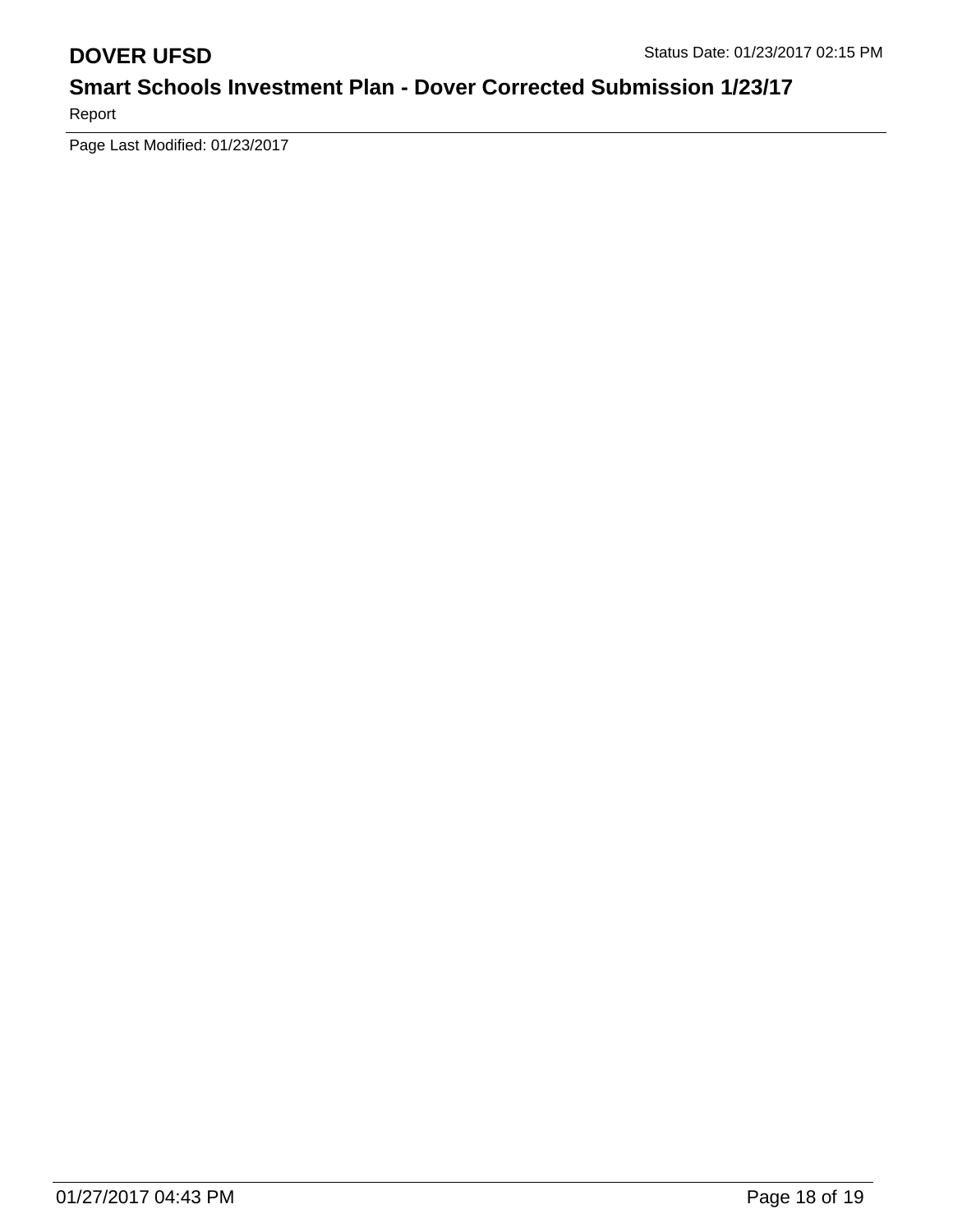Page Last Modified: 01/23/2017